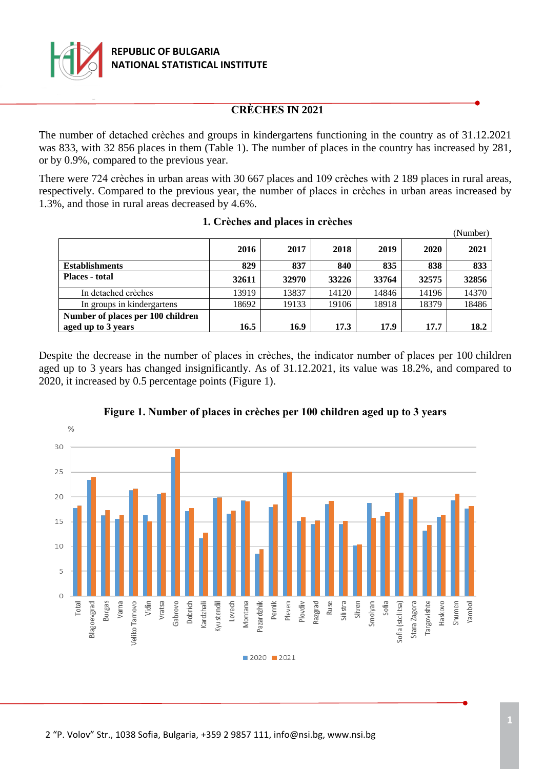# CRÈCHES IN 2021

The number of detached crèches and groups in kindergartens functioning in the country as of 31.12.2021 was 833, with 32 856 places in them (Table 1). The number of places in the country has increased by 281, or by 0.9%, compared to the previous year.

There were 724 crèches in urban areas with 30 667 places and 109 crèches with 2 189 places in rural areas, respectively. Compared to the previous year, the number of places in crèches in urban areas increased by 1.3%, and those in rural areas decreased by 4.6%.

### 1. Crèches and places in crèches

(Number)

| | 2016 | 2017 | 2018 | 2019 | 2020 | 2021 |
|---|---|---|---|---|---|---|
| **Establishments** | **829** | **837** | **840** | **835** | **838** | **833** |
| **Places - total** | **32611** | **32970** | **33226** | **33764** | **32575** | **32856** |
| In detached crèches | 13919 | 13837 | 14120 | 14846 | 14196 | 14370 |
| In groups in kindergartens | 18692 | 19133 | 19106 | 18918 | 18379 | 18486 |
| **Number of places per 100 children aged up to 3 years** | **16.5** | **16.9** | **17.3** | **17.9** | **17.7** | **18.2** |

Despite the decrease in the number of places in crèches, the indicator number of places per 100 children aged up to 3 years has changed insignificantly. As of 31.12.2021, its value was 18.2%, and compared to 2020, it increased by 0.5 percentage points (Figure 1).

**Figure 1. Number of places in crèches per 100 children aged up to 3 years**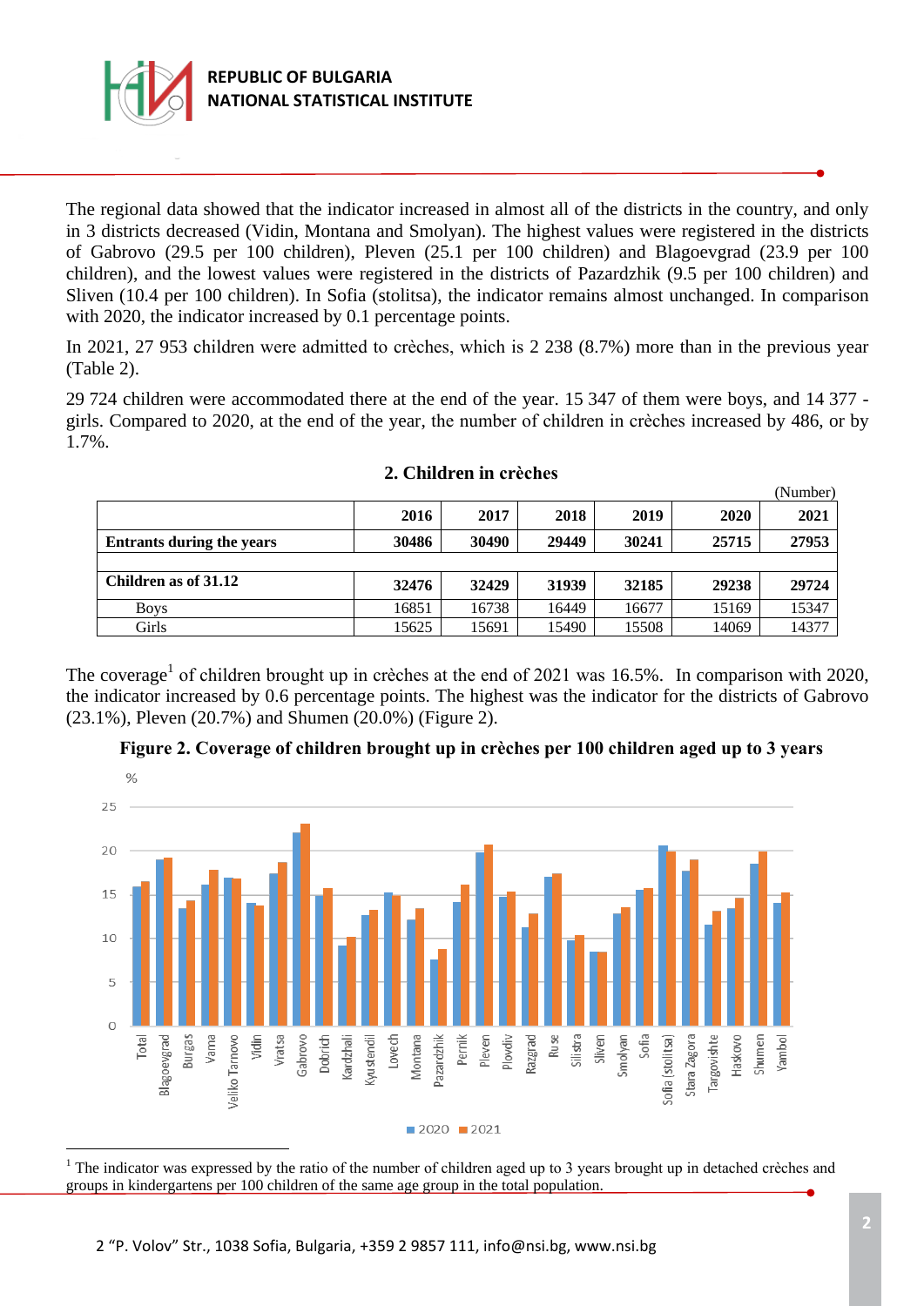The regional data showed that the indicator increased in almost all of the districts in the country, and only in 3 districts decreased (Vidin, Montana and Smolyan). The highest values were registered in the districts of Gabrovo (29.5 per 100 children), Pleven (25.1 per 100 children) and Blagoevgrad (23.9 per 100 children), and the lowest values were registered in the districts of Pazardzhik (9.5 per 100 children) and Sliven (10.4 per 100 children). In Sofia (stolitsa), the indicator remains almost unchanged. In comparison with 2020, the indicator increased by 0.1 percentage points.

In 2021, 27 953 children were admitted to crèches, which is 2 238 (8.7%) more than in the previous year (Table 2).

29 724 children were accommodated there at the end of the year. 15 347 of them were boys, and 14 377 - girls. Compared to 2020, at the end of the year, the number of children in crèches increased by 486, or by 1.7%.

### 2. Children in crèches

(Number)

| | 2016 | 2017 | 2018 | 2019 | 2020 | 2021 |
|---|---|---|---|---|---|---|
| **Entrants during the years** | **30486** | **30490** | **29449** | **30241** | **25715** | **27953** |
| **Children as of 31.12** | **32476** | **32429** | **31939** | **32185** | **29238** | **29724** |
| Boys | 16851 | 16738 | 16449 | 16677 | 15169 | 15347 |
| Girls | 15625 | 15691 | 15490 | 15508 | 14069 | 14377 |

The coverage[1] of children brought up in crèches at the end of 2021 was 16.5%. In comparison with 2020, the indicator increased by 0.6 percentage points. The highest was the indicator for the districts of Gabrovo (23.1%), Pleven (20.7%) and Shumen (20.0%) (Figure 2).

**Figure 2. Coverage of children brought up in crèches per 100 children aged up to 3 years**

[1] The indicator was expressed by the ratio of the number of children aged up to 3 years brought up in detached crèches and groups in kindergartens per 100 children of the same age group in the total population.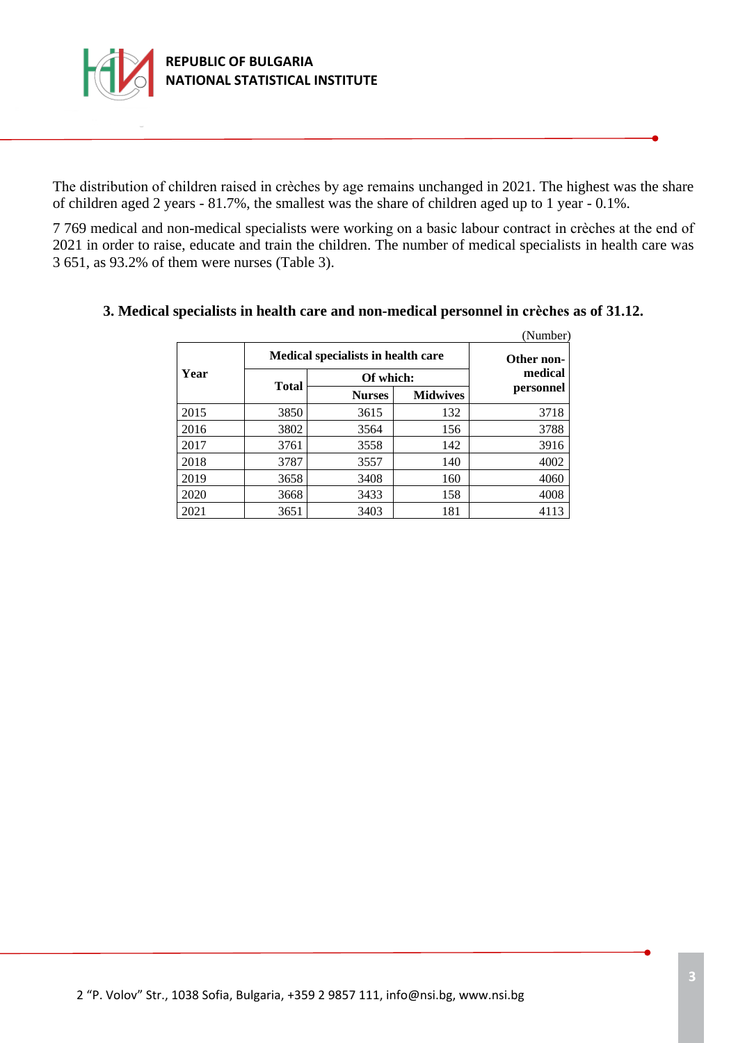The distribution of children raised in crèches by age remains unchanged in 2021. The highest was the share of children aged 2 years - 81.7%, the smallest was the share of children aged up to 1 year - 0.1%.

7 769 medical and non-medical specialists were working on a basic labour contract in crèches at the end of 2021 in order to raise, educate and train the children. The number of medical specialists in health care was 3 651, as 93.2% of them were nurses (Table 3).

### 3. Medical specialists in health care and non-medical personnel in crèches as of 31.12.

(Number)

| Year | Medical specialists in health care | | | Other non-medical personnel |
|---|---|---|---|---|
| | Total | Of which: | | |
| | | Nurses | Midwives | |
| 2015 | 3850 | 3615 | 132 | 3718 |
| 2016 | 3802 | 3564 | 156 | 3788 |
| 2017 | 3761 | 3558 | 142 | 3916 |
| 2018 | 3787 | 3557 | 140 | 4002 |
| 2019 | 3658 | 3408 | 160 | 4060 |
| 2020 | 3668 | 3433 | 158 | 4008 |
| 2021 | 3651 | 3403 | 181 | 4113 |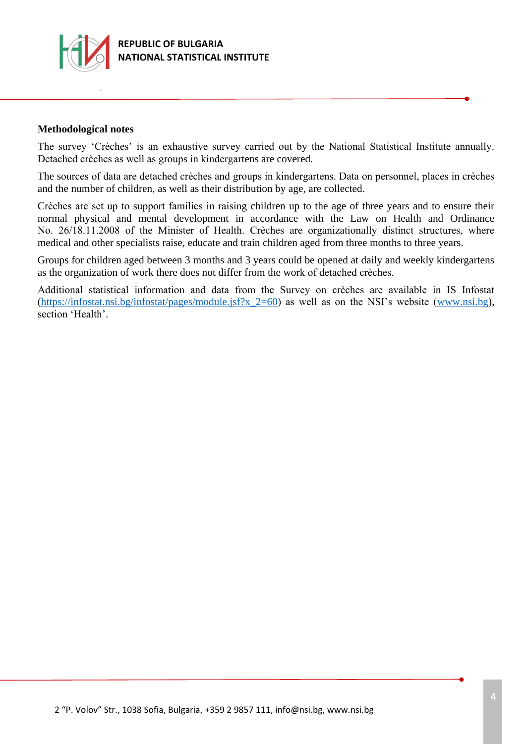**Methodological notes**

The survey 'Crèches' is an exhaustive survey carried out by the National Statistical Institute annually. Detached crèches as well as groups in kindergartens are covered.

The sources of data are detached crèches and groups in kindergartens. Data on personnel, places in crèches and the number of children, as well as their distribution by age, are collected.

Crèches are set up to support families in raising children up to the age of three years and to ensure their normal physical and mental development in accordance with the Law on Health and Ordinance No. 26/18.11.2008 of the Minister of Health. Crèches are organizationally distinct structures, where medical and other specialists raise, educate and train children aged from three months to three years.

Groups for children aged between 3 months and 3 years could be opened at daily and weekly kindergartens as the organization of work there does not differ from the work of detached crèches.

Additional statistical information and data from the Survey on crèches are available in IS Infostat (https://infostat.nsi.bg/infostat/pages/module.jsf?x_2=60) as well as on the NSI's website (www.nsi.bg), section 'Health'.